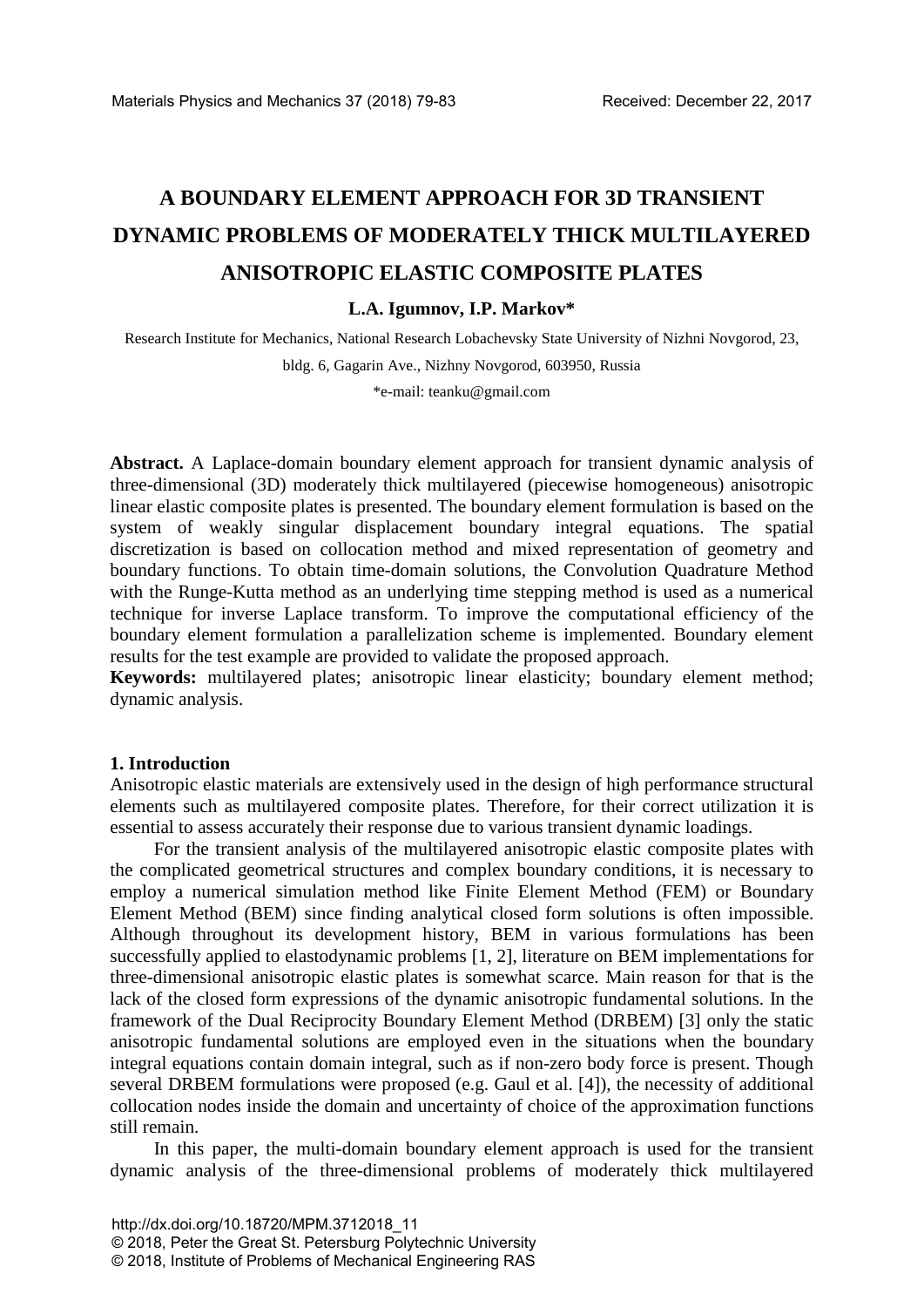# A BOUNDARY ELEMENT APPROACH FOR 3D TRANSIENT DYNAMIC PROBLEMS OF MODERATELY THICK MULTILAYERED ANISOTROPIC ELASTIC COMPOSITE PLATES

**L.A. Igumnov, I.P. Markov***

Research Institute for Mechanics, National Research Lobachevsky State University of Nizhni Novgorod, 23, bldg. 6, Gagarin Ave., Nizhny Novgorod, 603950, Russia

*e-mail: teanku@gmail.com

**Abstract.** A Laplace-domain boundary element approach for transient dynamic analysis of three-dimensional (3D) moderately thick multilayered (piecewise homogeneous) anisotropic linear elastic composite plates is presented. The boundary element formulation is based on the system of weakly singular displacement boundary integral equations. The spatial discretization is based on collocation method and mixed representation of geometry and boundary functions. To obtain time-domain solutions, the Convolution Quadrature Method with the Runge-Kutta method as an underlying time stepping method is used as a numerical technique for inverse Laplace transform. To improve the computational efficiency of the boundary element formulation a parallelization scheme is implemented. Boundary element results for the test example are provided to validate the proposed approach.

**Keywords:** multilayered plates; anisotropic linear elasticity; boundary element method; dynamic analysis.

## 1. Introduction

Anisotropic elastic materials are extensively used in the design of high performance structural elements such as multilayered composite plates. Therefore, for their correct utilization it is essential to assess accurately their response due to various transient dynamic loadings.

For the transient analysis of the multilayered anisotropic elastic composite plates with the complicated geometrical structures and complex boundary conditions, it is necessary to employ a numerical simulation method like Finite Element Method (FEM) or Boundary Element Method (BEM) since finding analytical closed form solutions is often impossible. Although throughout its development history, BEM in various formulations has been successfully applied to elastodynamic problems [1, 2], literature on BEM implementations for three-dimensional anisotropic elastic plates is somewhat scarce. Main reason for that is the lack of the closed form expressions of the dynamic anisotropic fundamental solutions. In the framework of the Dual Reciprocity Boundary Element Method (DRBEM) [3] only the static anisotropic fundamental solutions are employed even in the situations when the boundary integral equations contain domain integral, such as if non-zero body force is present. Though several DRBEM formulations were proposed (e.g. Gaul et al. [4]), the necessity of additional collocation nodes inside the domain and uncertainty of choice of the approximation functions still remain.

In this paper, the multi-domain boundary element approach is used for the transient dynamic analysis of the three-dimensional problems of moderately thick multilayered

http://dx.doi.org/10.18720/MPM.3712018_11
© 2018, Peter the Great St. Petersburg Polytechnic University
© 2018, Institute of Problems of Mechanical Engineering RAS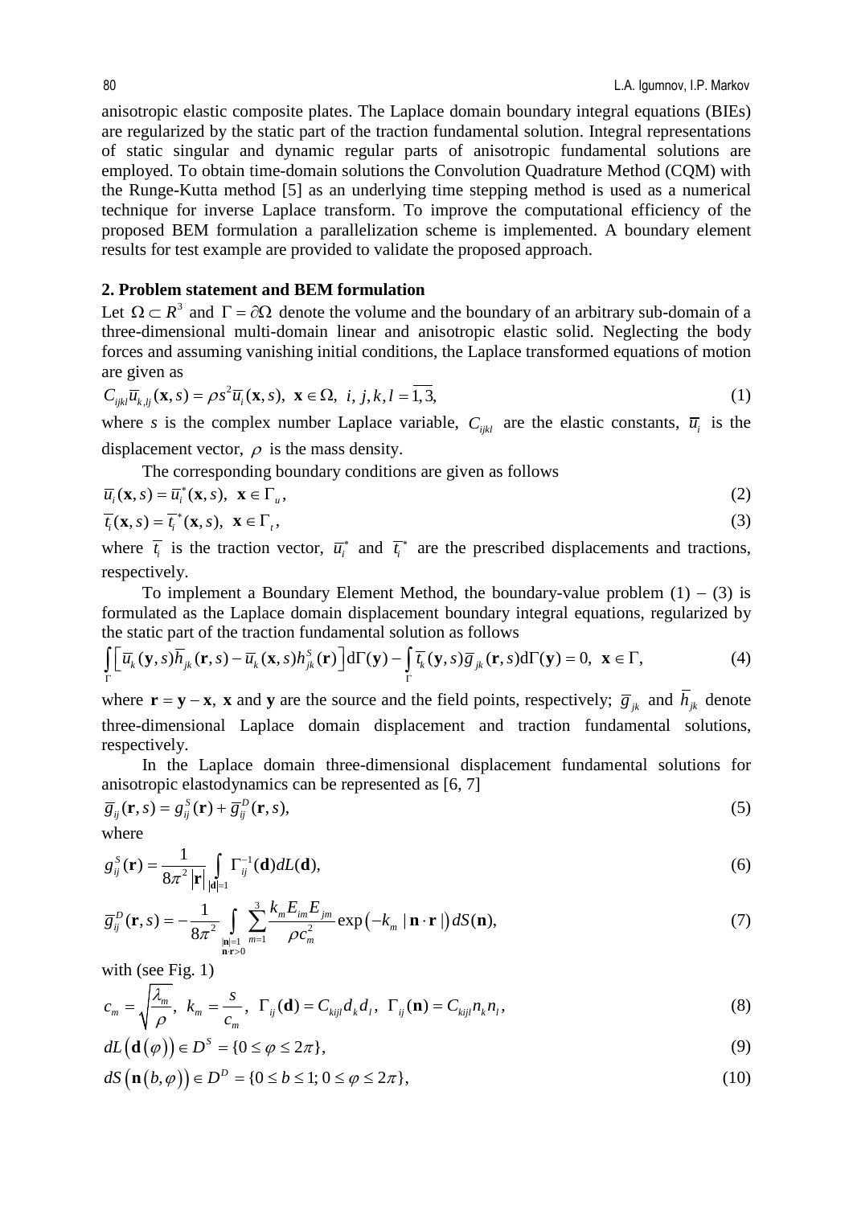anisotropic elastic composite plates. The Laplace domain boundary integral equations (BIEs) are regularized by the static part of the traction fundamental solution. Integral representations of static singular and dynamic regular parts of anisotropic fundamental solutions are employed. To obtain time-domain solutions the Convolution Quadrature Method (CQM) with the Runge-Kutta method [5] as an underlying time stepping method is used as a numerical technique for inverse Laplace transform. To improve the computational efficiency of the proposed BEM formulation a parallelization scheme is implemented. A boundary element results for test example are provided to validate the proposed approach.

## 2. Problem statement and BEM formulation

Let $\Omega \subset R^3$ and $\Gamma = \partial\Omega$ denote the volume and the boundary of an arbitrary sub-domain of a three-dimensional multi-domain linear and anisotropic elastic solid. Neglecting the body forces and assuming vanishing initial conditions, the Laplace transformed equations of motion are given as

$$C_{ijkl}\bar{u}_{k,lj}(\mathbf{x},s) = \rho s^2 \bar{u}_i(\mathbf{x},s),\ \mathbf{x} \in \Omega,\ i,j,k,l = \overline{1,3}, \tag{1}$$

where $s$ is the complex number Laplace variable, $C_{ijkl}$ are the elastic constants, $\bar{u}_i$ is the displacement vector, $\rho$ is the mass density.

The corresponding boundary conditions are given as follows

$$\bar{u}_i(\mathbf{x},s) = \bar{u}_i^*(\mathbf{x},s),\ \mathbf{x} \in \Gamma_u, \tag{2}$$

$$\bar{t}_i(\mathbf{x},s) = \bar{t}_i^*(\mathbf{x},s),\ \mathbf{x} \in \Gamma_t, \tag{3}$$

where $\bar{t}_i$ is the traction vector, $\bar{u}_i^*$ and $\bar{t}_i^*$ are the prescribed displacements and tractions, respectively.

To implement a Boundary Element Method, the boundary-value problem (1) – (3) is formulated as the Laplace domain displacement boundary integral equations, regularized by the static part of the traction fundamental solution as follows

$$\int_{\Gamma} \left[ \bar{u}_k(\mathbf{y},s)\bar{h}_{jk}(\mathbf{r},s) - \bar{u}_k(\mathbf{x},s)h_{jk}^S(\mathbf{r}) \right] \mathrm{d}\Gamma(\mathbf{y}) - \int_{\Gamma} \bar{t}_k(\mathbf{y},s)\bar{g}_{jk}(\mathbf{r},s)\mathrm{d}\Gamma(\mathbf{y}) = 0,\ \mathbf{x} \in \Gamma, \tag{4}$$

where $\mathbf{r} = \mathbf{y} - \mathbf{x}$, $\mathbf{x}$ and $\mathbf{y}$ are the source and the field points, respectively; $\bar{g}_{jk}$ and $\bar{h}_{jk}$ denote three-dimensional Laplace domain displacement and traction fundamental solutions, respectively.

In the Laplace domain three-dimensional displacement fundamental solutions for anisotropic elastodynamics can be represented as [6, 7]

$$\bar{g}_{ij}(\mathbf{r},s) = g_{ij}^S(\mathbf{r}) + \bar{g}_{ij}^D(\mathbf{r},s), \tag{5}$$

where

$$g_{ij}^S(\mathbf{r}) = \frac{1}{8\pi^2 |\mathbf{r}|} \int_{|\mathbf{d}|=1} \Gamma_{ij}^{-1}(\mathbf{d}) dL(\mathbf{d}), \tag{6}$$

$$\bar{g}_{ij}^D(\mathbf{r},s) = -\frac{1}{8\pi^2} \int_{\substack{|\mathbf{n}|=1 \\ \mathbf{n}\cdot\mathbf{r}>0}} \sum_{m=1}^{3} \frac{k_m E_{im} E_{jm}}{\rho c_m^2} \exp\left(-k_m |\mathbf{n}\cdot\mathbf{r}|\right) dS(\mathbf{n}), \tag{7}$$

with (see Fig. 1)

$$c_m = \sqrt{\frac{\lambda_m}{\rho}},\ k_m = \frac{s}{c_m},\ \Gamma_{ij}(\mathbf{d}) = C_{kijl} d_k d_l,\ \Gamma_{ij}(\mathbf{n}) = C_{kijl} n_k n_l, \tag{8}$$

$$dL\left(\mathbf{d}(\varphi)\right) \in D^S = \{0 \le \varphi \le 2\pi\}, \tag{9}$$

$$dS\left(\mathbf{n}(b,\varphi)\right) \in D^D = \{0 \le b \le 1; 0 \le \varphi \le 2\pi\}, \tag{10}$$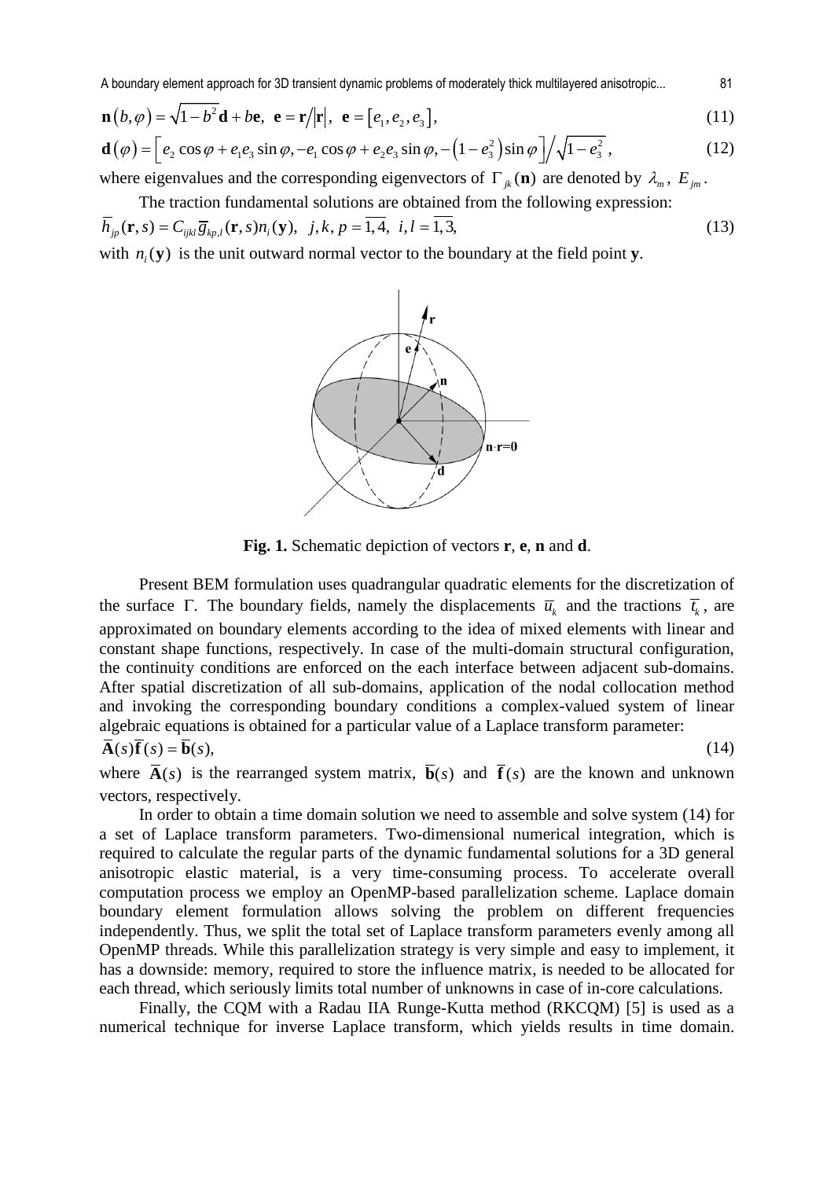$$\mathbf{n}(b,\varphi) = \sqrt{1-b^2}\,\mathbf{d} + b\mathbf{e},\;\; \mathbf{e} = \mathbf{r}/|\mathbf{r}|,\;\; \mathbf{e} = [e_1, e_2, e_3], \tag{11}$$

$$\mathbf{d}(\varphi) = \left[ e_2 \cos\varphi + e_1 e_3 \sin\varphi, -e_1 \cos\varphi + e_2 e_3 \sin\varphi, -\left(1-e_3^2\right)\sin\varphi \right] \Big/ \sqrt{1-e_3^2}\,, \tag{12}$$

where eigenvalues and the corresponding eigenvectors of $\Gamma_{jk}(\mathbf{n})$ are denoted by $\lambda_m$, $E_{jm}$.

The traction fundamental solutions are obtained from the following expression:

$$\overline{h}_{jp}(\mathbf{r},s) = C_{ijkl}\,\overline{g}_{kp,l}(\mathbf{r},s)\,n_i(\mathbf{y}),\;\; j,k,p = \overline{1,4},\;\; i,l = \overline{1,3}, \tag{13}$$

with $n_i(\mathbf{y})$ is the unit outward normal vector to the boundary at the field point $\mathbf{y}$.

**Fig. 1.** Schematic depiction of vectors **r**, **e**, **n** and **d**.

Present BEM formulation uses quadrangular quadratic elements for the discretization of the surface $\Gamma$. The boundary fields, namely the displacements $\overline{u}_k$ and the tractions $\overline{t}_k$, are approximated on boundary elements according to the idea of mixed elements with linear and constant shape functions, respectively. In case of the multi-domain structural configuration, the continuity conditions are enforced on the each interface between adjacent sub-domains. After spatial discretization of all sub-domains, application of the nodal collocation method and invoking the corresponding boundary conditions a complex-valued system of linear algebraic equations is obtained for a particular value of a Laplace transform parameter:

$$\overline{\mathbf{A}}(s)\overline{\mathbf{f}}(s) = \overline{\mathbf{b}}(s), \tag{14}$$

where $\overline{\mathbf{A}}(s)$ is the rearranged system matrix, $\overline{\mathbf{b}}(s)$ and $\overline{\mathbf{f}}(s)$ are the known and unknown vectors, respectively.

In order to obtain a time domain solution we need to assemble and solve system (14) for a set of Laplace transform parameters. Two-dimensional numerical integration, which is required to calculate the regular parts of the dynamic fundamental solutions for a 3D general anisotropic elastic material, is a very time-consuming process. To accelerate overall computation process we employ an OpenMP-based parallelization scheme. Laplace domain boundary element formulation allows solving the problem on different frequencies independently. Thus, we split the total set of Laplace transform parameters evenly among all OpenMP threads. While this parallelization strategy is very simple and easy to implement, it has a downside: memory, required to store the influence matrix, is needed to be allocated for each thread, which seriously limits total number of unknowns in case of in-core calculations.

Finally, the CQM with a Radau IIA Runge-Kutta method (RKCQM) [5] is used as a numerical technique for inverse Laplace transform, which yields results in time domain.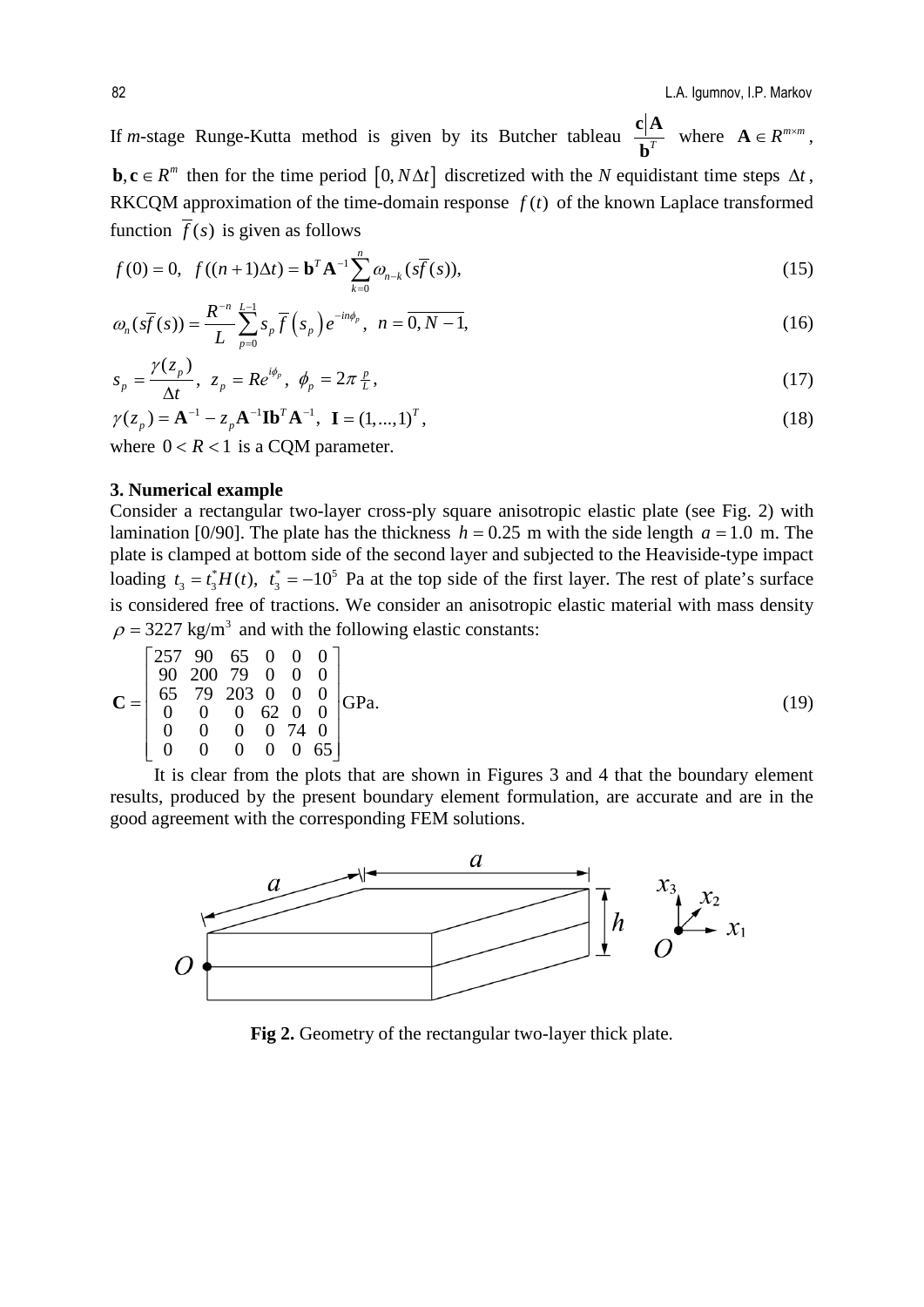If $m$-stage Runge-Kutta method is given by its Butcher tableau $\dfrac{\mathbf{c}\,|\,\mathbf{A}}{\mathbf{b}^T}$ where $\mathbf{A} \in R^{m\times m}$, $\mathbf{b}, \mathbf{c} \in R^m$ then for the time period $[0, N\Delta t]$ discretized with the $N$ equidistant time steps $\Delta t$, RKCQM approximation of the time-domain response $f(t)$ of the known Laplace transformed function $\overline{f}(s)$ is given as follows

$$f(0) = 0, \quad f((n+1)\Delta t) = \mathbf{b}^T \mathbf{A}^{-1} \sum_{k=0}^{n} \omega_{n-k}(s\overline{f}(s)), \tag{15}$$

$$\omega_n(s\overline{f}(s)) = \frac{R^{-n}}{L} \sum_{p=0}^{L-1} s_p \overline{f}\left(s_p\right) e^{-in\phi_p}, \quad n = \overline{0, N-1}, \tag{16}$$

$$s_p = \frac{\gamma(z_p)}{\Delta t}, \quad z_p = Re^{i\phi_p}, \quad \phi_p = 2\pi \tfrac{p}{L}, \tag{17}$$

$$\gamma(z_p) = \mathbf{A}^{-1} - z_p \mathbf{A}^{-1} \mathbf{I} \mathbf{b}^T \mathbf{A}^{-1}, \quad \mathbf{I} = (1, ..., 1)^T, \tag{18}$$

where $0 < R < 1$ is a CQM parameter.

### 3. Numerical example

Consider a rectangular two-layer cross-ply square anisotropic elastic plate (see Fig. 2) with lamination [0/90]. The plate has the thickness $h = 0.25$ m with the side length $a = 1.0$ m. The plate is clamped at bottom side of the second layer and subjected to the Heaviside-type impact loading $t_3 = t_3^* H(t)$, $t_3^* = -10^5$ Pa at the top side of the first layer. The rest of plate's surface is considered free of tractions. We consider an anisotropic elastic material with mass density $\rho = 3227$ kg/m$^3$ and with the following elastic constants:

$$\mathbf{C} = \begin{bmatrix} 257 & 90 & 65 & 0 & 0 & 0 \\ 90 & 200 & 79 & 0 & 0 & 0 \\ 65 & 79 & 203 & 0 & 0 & 0 \\ 0 & 0 & 0 & 62 & 0 & 0 \\ 0 & 0 & 0 & 0 & 74 & 0 \\ 0 & 0 & 0 & 0 & 0 & 65 \end{bmatrix} \text{GPa}. \tag{19}$$

It is clear from the plots that are shown in Figures 3 and 4 that the boundary element results, produced by the present boundary element formulation, are accurate and are in the good agreement with the corresponding FEM solutions.

**Fig 2.** Geometry of the rectangular two-layer thick plate.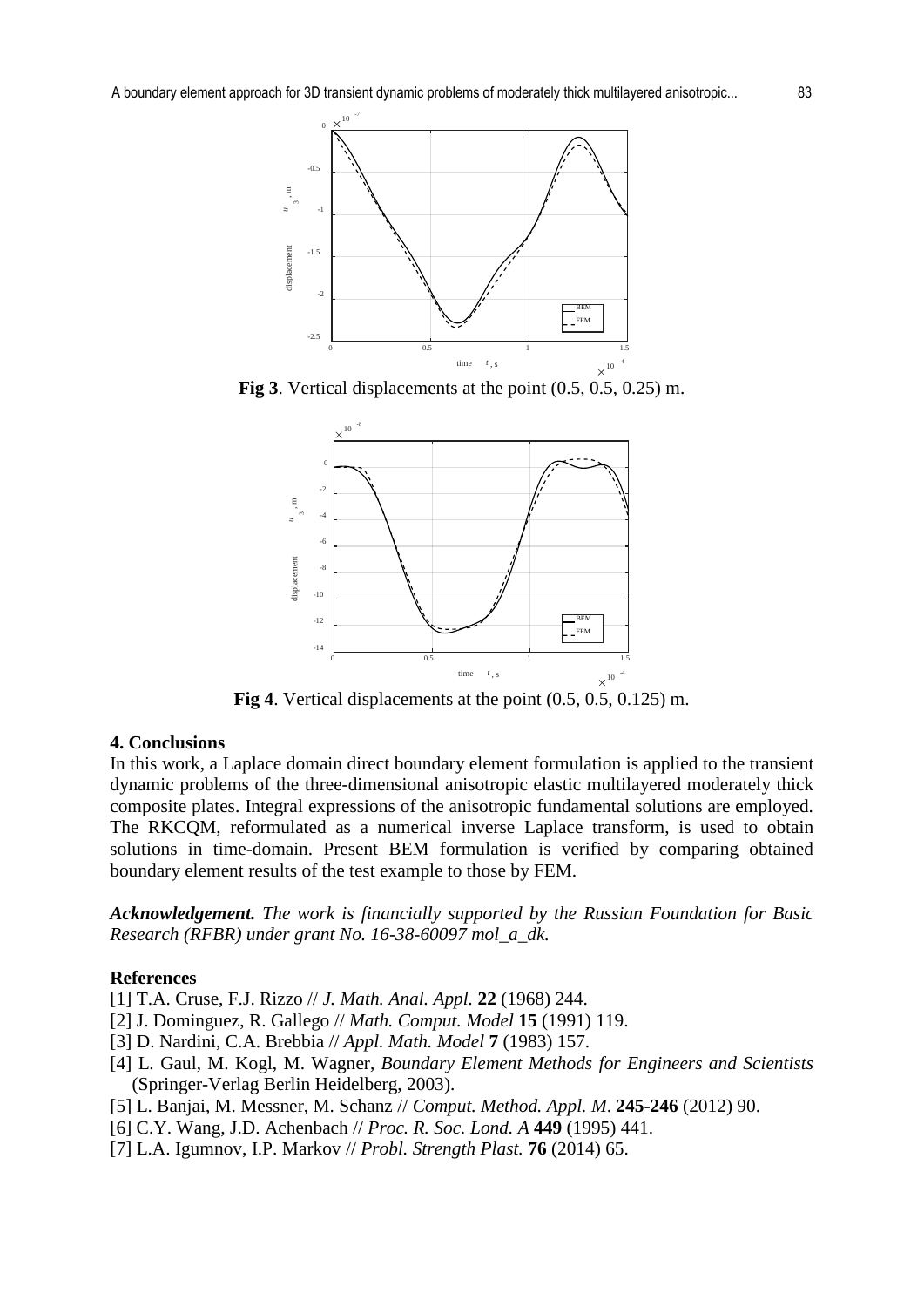×10^-7

0

-0.5

-1

-1.5

-2

-2.5

displacement $u_3$, m

0 0.5 1 1.5

time $t$, s ×10^-4

BEM

FEM

**Fig 3**. Vertical displacements at the point (0.5, 0.5, 0.25) m.

×10^-8

0

-2

-4

-6

-8

-10

-12

-14

displacement $u_3$, m

0 0.5 1 1.5

time $t$, s ×10^-4

BEM

FEM

**Fig 4**. Vertical displacements at the point (0.5, 0.5, 0.125) m.

## 4. Conclusions

In this work, a Laplace domain direct boundary element formulation is applied to the transient dynamic problems of the three-dimensional anisotropic elastic multilayered moderately thick composite plates. Integral expressions of the anisotropic fundamental solutions are employed. The RKCQM, reformulated as a numerical inverse Laplace transform, is used to obtain solutions in time-domain. Present BEM formulation is verified by comparing obtained boundary element results of the test example to those by FEM.

***Acknowledgement.*** *The work is financially supported by the Russian Foundation for Basic Research (RFBR) under grant No. 16-38-60097 mol_a_dk.*

## References

[1] T.A. Cruse, F.J. Rizzo // *J. Math. Anal. Appl.* **22** (1968) 244.

[2] J. Dominguez, R. Gallego // *Math. Comput. Model* **15** (1991) 119.

[3] D. Nardini, C.A. Brebbia // *Appl. Math. Model* **7** (1983) 157.

[4] L. Gaul, M. Kogl, M. Wagner, *Boundary Element Methods for Engineers and Scientists* (Springer-Verlag Berlin Heidelberg, 2003).

[5] L. Banjai, M. Messner, M. Schanz // *Comput. Method. Appl. M.* **245-246** (2012) 90.

[6] C.Y. Wang, J.D. Achenbach // *Proc. R. Soc. Lond. A* **449** (1995) 441.

[7] L.A. Igumnov, I.P. Markov // *Probl. Strength Plast.* **76** (2014) 65.